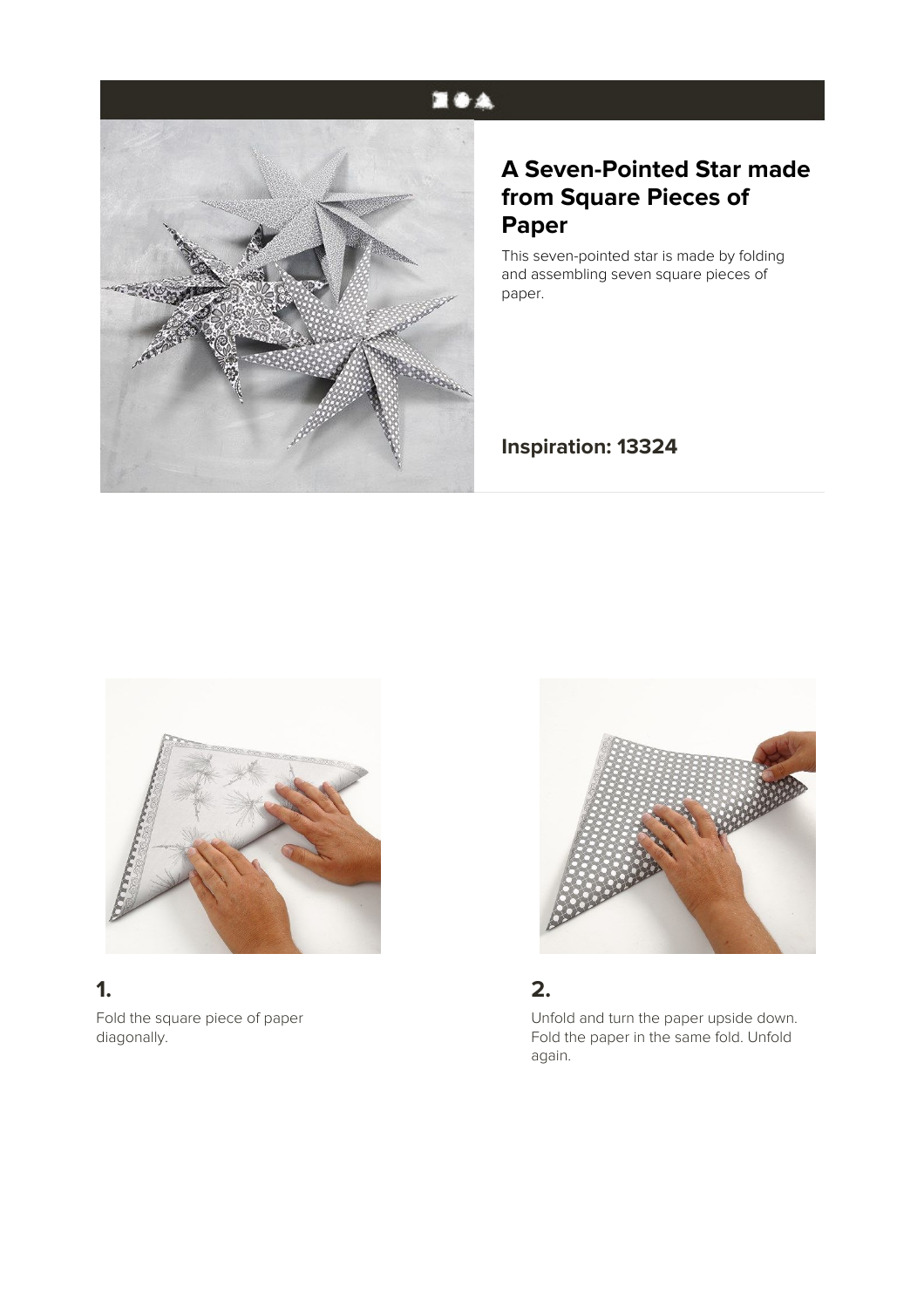# A Seven-Pointed Star made from Square Pieces of Paper

This seven-pointed star is made by folding and assembling seven square pieces of paper.

**Inspiration: 13324**

## 1.

Fold the square piece of paper diagonally.

## 2.

Unfold and turn the paper upside down. Fold the paper in the same fold. Unfold again.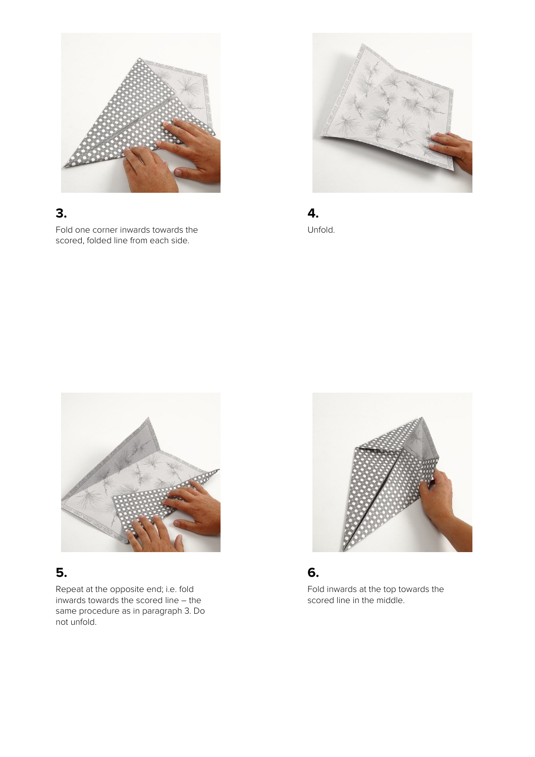**3.**

Fold one corner inwards towards the scored, folded line from each side.

**4.**

Unfold.

**5.**

Repeat at the opposite end; i.e. fold inwards towards the scored line – the same procedure as in paragraph 3. Do not unfold.

**6.**

Fold inwards at the top towards the scored line in the middle.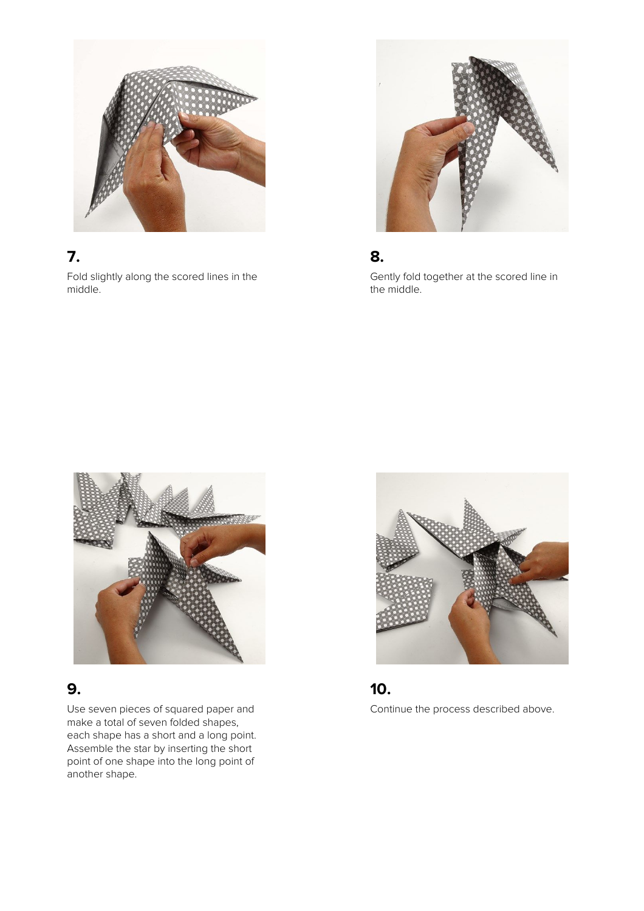**7.**

Fold slightly along the scored lines in the middle.

**8.**

Gently fold together at the scored line in the middle.

**9.**

Use seven pieces of squared paper and make a total of seven folded shapes, each shape has a short and a long point. Assemble the star by inserting the short point of one shape into the long point of another shape.

**10.**

Continue the process described above.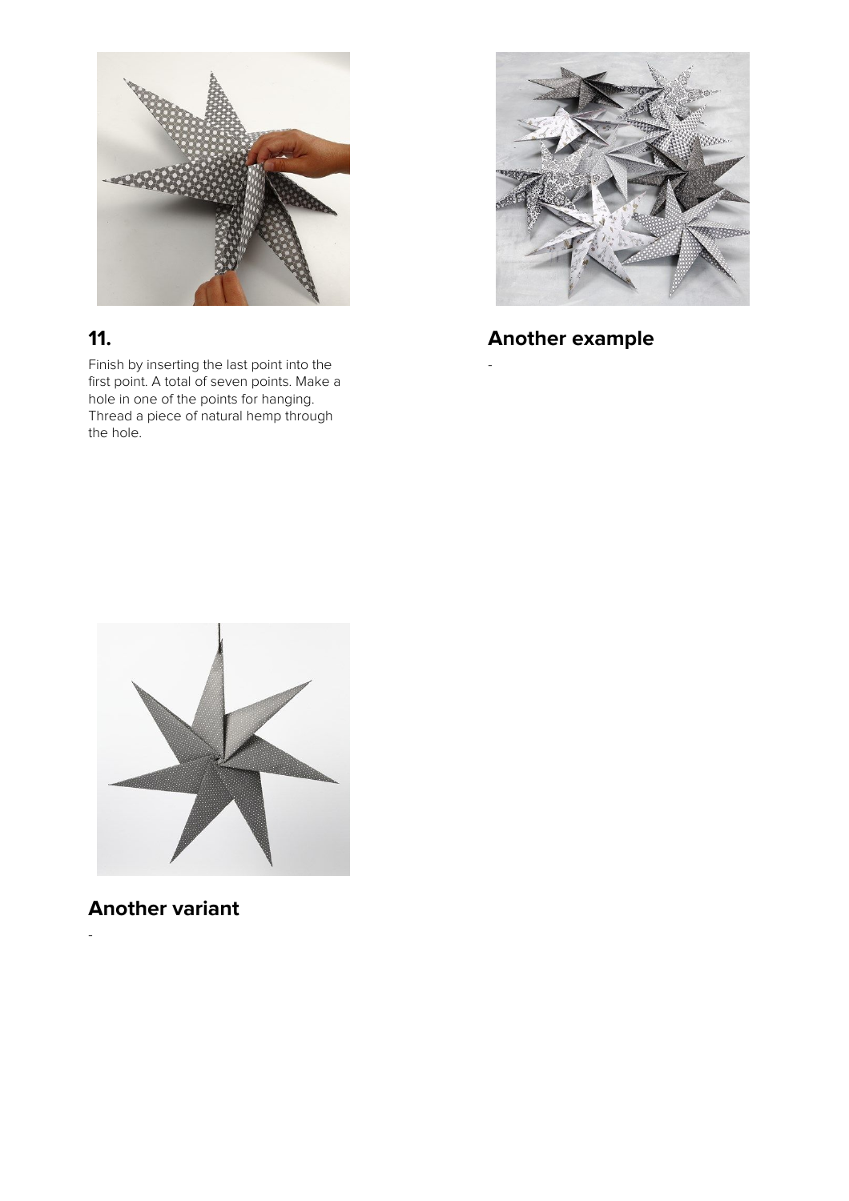## 11.

Finish by inserting the last point into the first point. A total of seven points. Make a hole in one of the points for hanging. Thread a piece of natural hemp through the hole.

## Another example

-

## Another variant

-